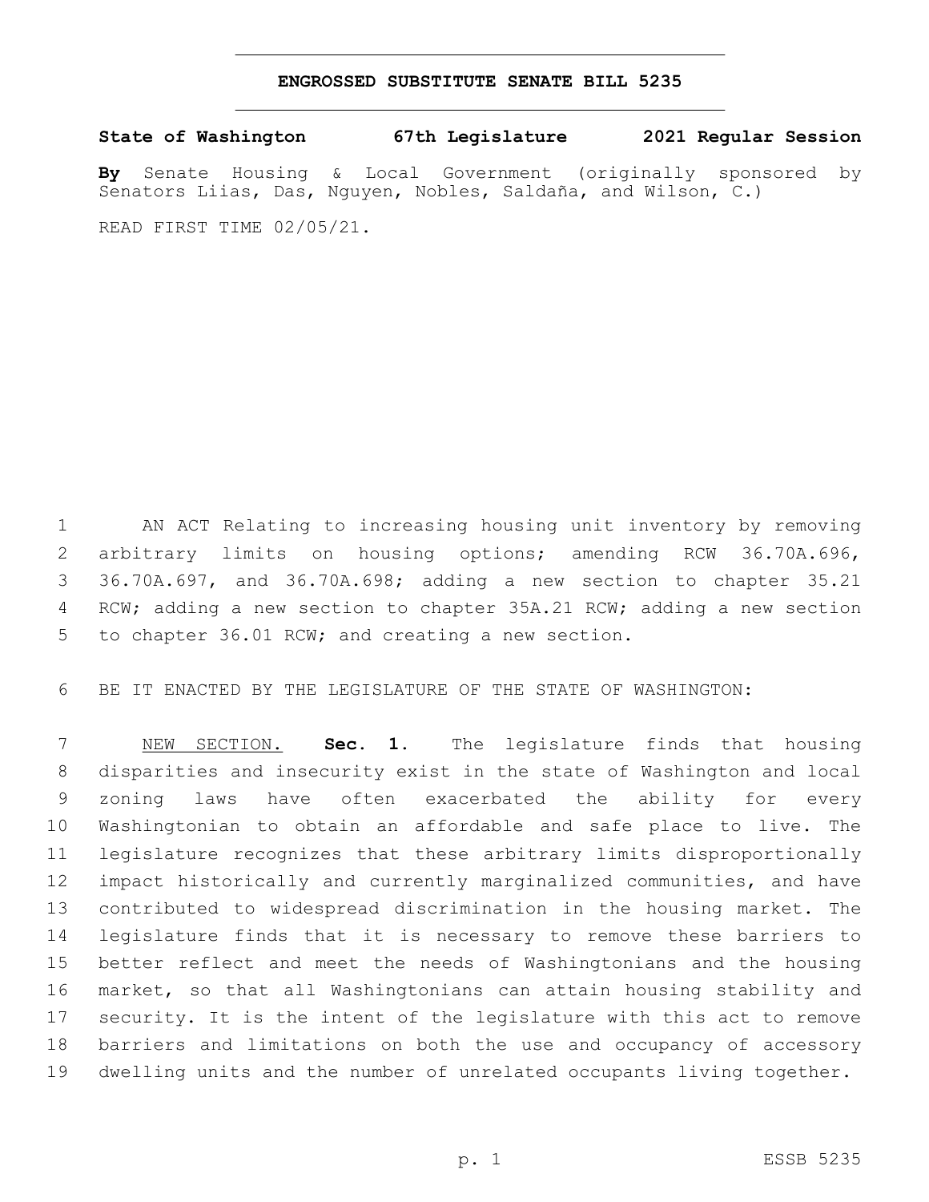# ENGROSSED SUBSTITUTE SENATE BILL 5235

**State of Washington 67th Legislature 2021 Regular Session**

**By** Senate Housing & Local Government (originally sponsored by Senators Liias, Das, Nguyen, Nobles, Saldaña, and Wilson, C.)

READ FIRST TIME 02/05/21.

AN ACT Relating to increasing housing unit inventory by removing arbitrary limits on housing options; amending RCW 36.70A.696, 36.70A.697, and 36.70A.698; adding a new section to chapter 35.21 RCW; adding a new section to chapter 35A.21 RCW; adding a new section to chapter 36.01 RCW; and creating a new section.

BE IT ENACTED BY THE LEGISLATURE OF THE STATE OF WASHINGTON:

NEW SECTION. **Sec. 1.** The legislature finds that housing disparities and insecurity exist in the state of Washington and local zoning laws have often exacerbated the ability for every Washingtonian to obtain an affordable and safe place to live. The legislature recognizes that these arbitrary limits disproportionally impact historically and currently marginalized communities, and have contributed to widespread discrimination in the housing market. The legislature finds that it is necessary to remove these barriers to better reflect and meet the needs of Washingtonians and the housing market, so that all Washingtonians can attain housing stability and security. It is the intent of the legislature with this act to remove barriers and limitations on both the use and occupancy of accessory dwelling units and the number of unrelated occupants living together.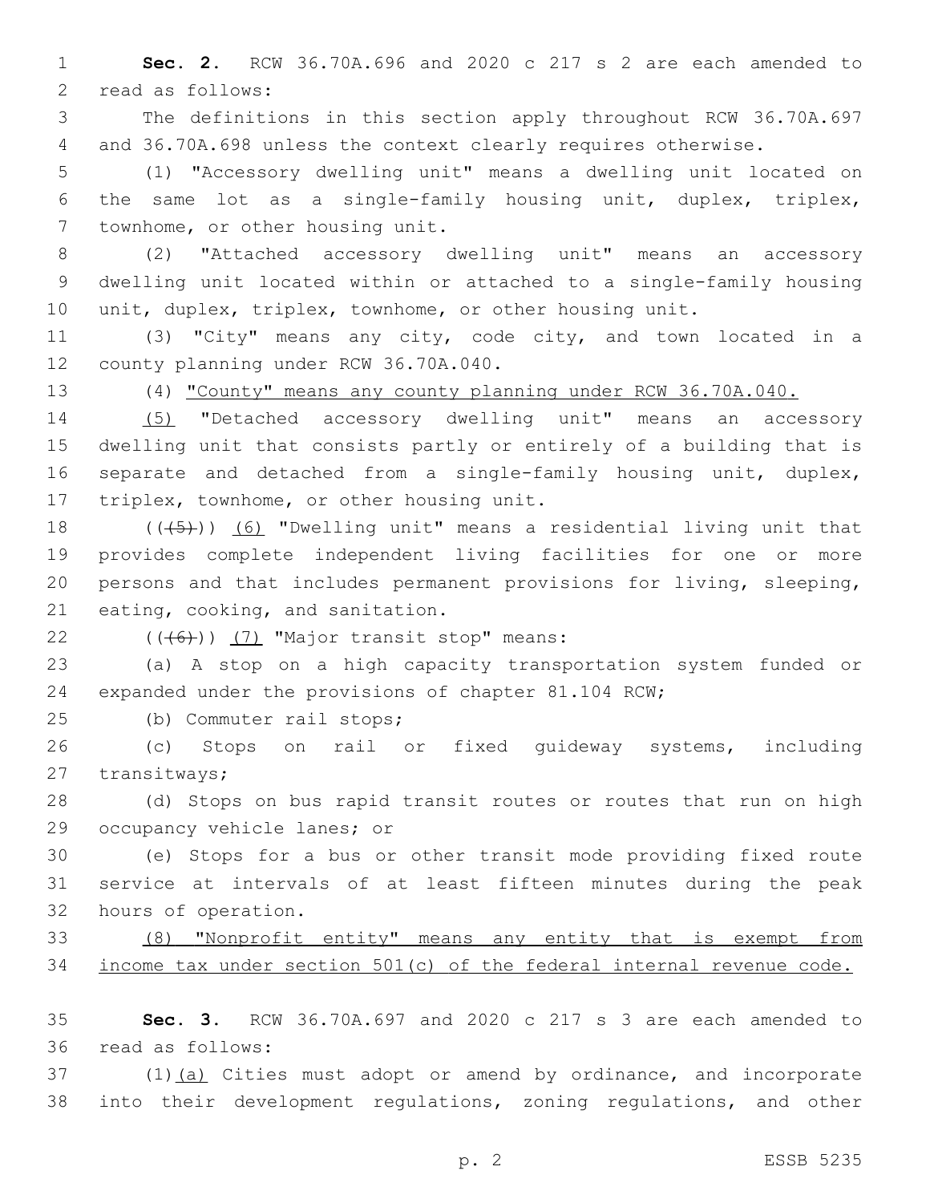**Sec. 2.** RCW 36.70A.696 and 2020 c 217 s 2 are each amended to read as follows:

The definitions in this section apply throughout RCW 36.70A.697 and 36.70A.698 unless the context clearly requires otherwise.

(1) "Accessory dwelling unit" means a dwelling unit located on the same lot as a single-family housing unit, duplex, triplex, townhome, or other housing unit.

(2) "Attached accessory dwelling unit" means an accessory dwelling unit located within or attached to a single-family housing unit, duplex, triplex, townhome, or other housing unit.

(3) "City" means any city, code city, and town located in a county planning under RCW 36.70A.040.

(4) <u>"County" means any county planning under RCW 36.70A.040.</u>

<u>(5)</u> "Detached accessory dwelling unit" means an accessory dwelling unit that consists partly or entirely of a building that is separate and detached from a single-family housing unit, duplex, triplex, townhome, or other housing unit.

~~((5))~~ <u>(6)</u> "Dwelling unit" means a residential living unit that provides complete independent living facilities for one or more persons and that includes permanent provisions for living, sleeping, eating, cooking, and sanitation.

~~((6))~~ <u>(7)</u> "Major transit stop" means:

(a) A stop on a high capacity transportation system funded or expanded under the provisions of chapter 81.104 RCW;

(b) Commuter rail stops;

(c) Stops on rail or fixed guideway systems, including transitways;

(d) Stops on bus rapid transit routes or routes that run on high occupancy vehicle lanes; or

(e) Stops for a bus or other transit mode providing fixed route service at intervals of at least fifteen minutes during the peak hours of operation.

<u>(8) "Nonprofit entity" means any entity that is exempt from income tax under section 501(c) of the federal internal revenue code.</u>

**Sec. 3.** RCW 36.70A.697 and 2020 c 217 s 3 are each amended to read as follows:

(1)<u>(a)</u> Cities must adopt or amend by ordinance, and incorporate into their development regulations, zoning regulations, and other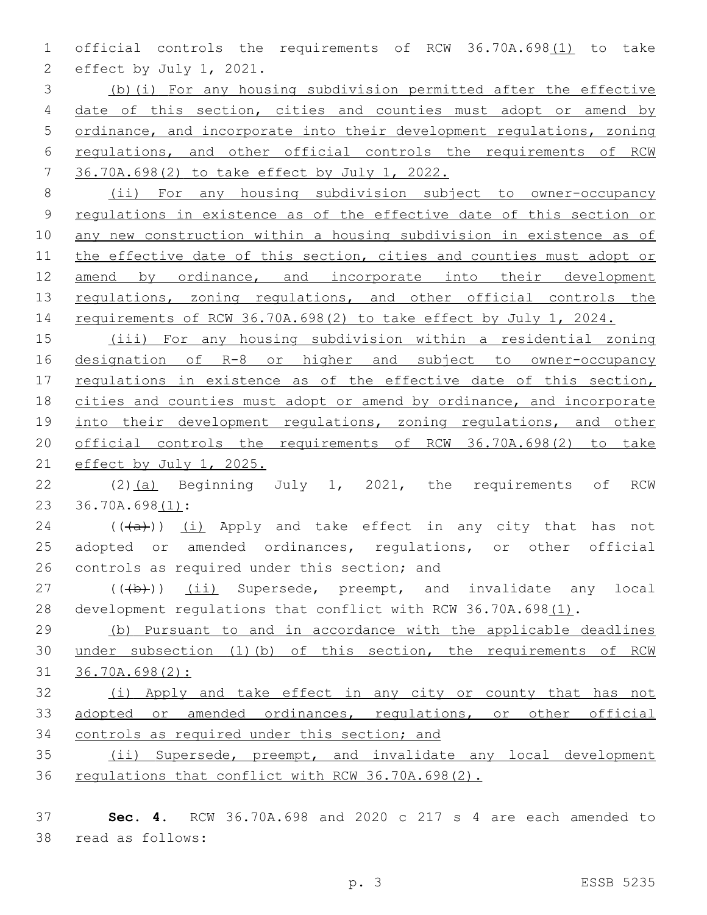official controls the requirements of RCW 36.70A.698(1) to take effect by July 1, 2021.

(b)(i) For any housing subdivision permitted after the effective date of this section, cities and counties must adopt or amend by ordinance, and incorporate into their development regulations, zoning regulations, and other official controls the requirements of RCW 36.70A.698(2) to take effect by July 1, 2022.

(ii) For any housing subdivision subject to owner-occupancy regulations in existence as of the effective date of this section or any new construction within a housing subdivision in existence as of the effective date of this section, cities and counties must adopt or amend by ordinance, and incorporate into their development regulations, zoning regulations, and other official controls the requirements of RCW 36.70A.698(2) to take effect by July 1, 2024.

(iii) For any housing subdivision within a residential zoning designation of R-8 or higher and subject to owner-occupancy regulations in existence as of the effective date of this section, cities and counties must adopt or amend by ordinance, and incorporate into their development regulations, zoning regulations, and other official controls the requirements of RCW 36.70A.698(2) to take effect by July 1, 2025.

(2)(a) Beginning July 1, 2021, the requirements of RCW 36.70A.698(1):

((~~(a)~~)) (i) Apply and take effect in any city that has not adopted or amended ordinances, regulations, or other official controls as required under this section; and

((~~(b)~~)) (ii) Supersede, preempt, and invalidate any local development regulations that conflict with RCW 36.70A.698(1).

(b) Pursuant to and in accordance with the applicable deadlines under subsection (1)(b) of this section, the requirements of RCW 36.70A.698(2):

(i) Apply and take effect in any city or county that has not adopted or amended ordinances, regulations, or other official controls as required under this section; and

(ii) Supersede, preempt, and invalidate any local development regulations that conflict with RCW 36.70A.698(2).

**Sec. 4.** RCW 36.70A.698 and 2020 c 217 s 4 are each amended to read as follows: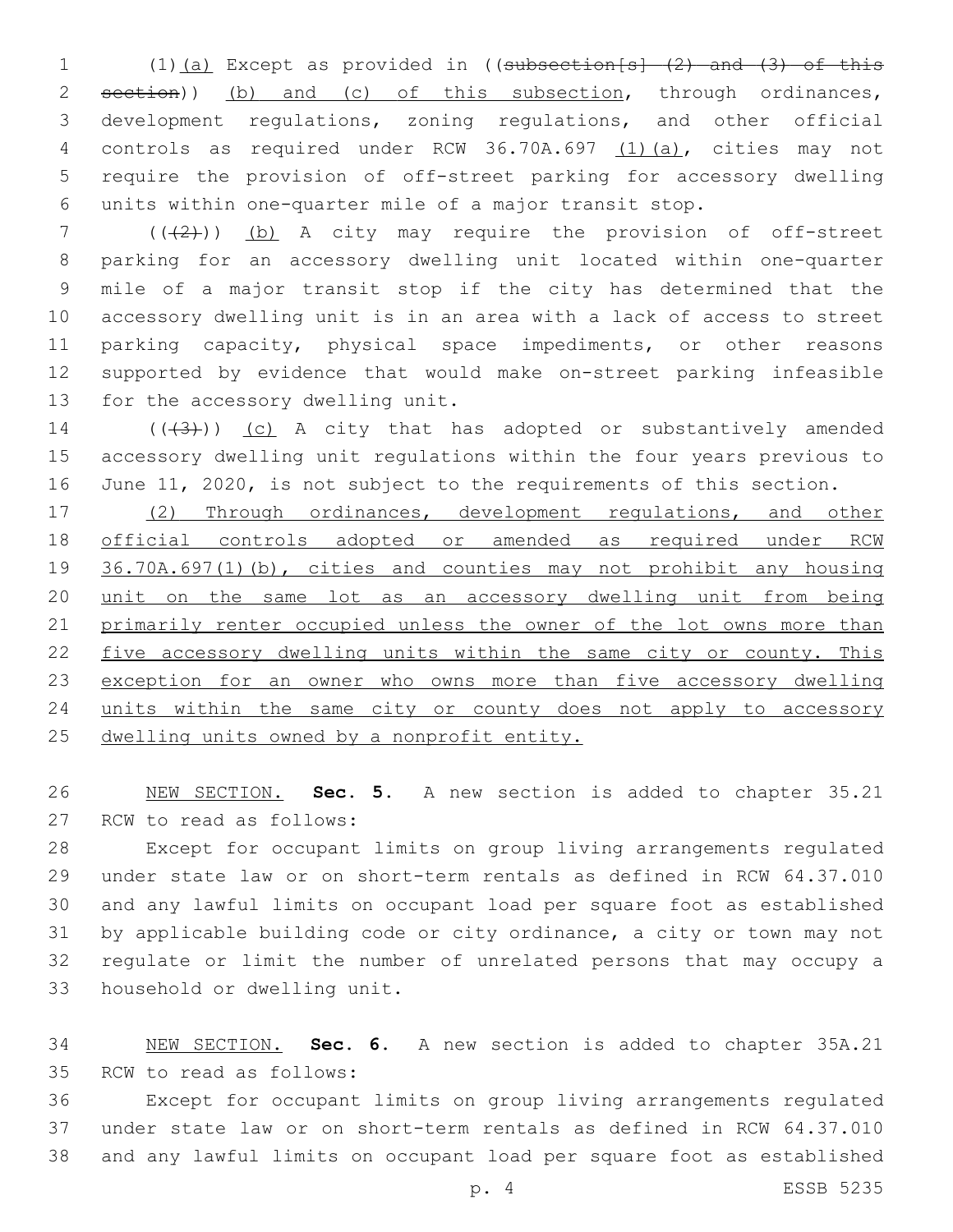(1)(a) Except as provided in ((subsection[s] (2) and (3) of this section)) (b) and (c) of this subsection, through ordinances, development regulations, zoning regulations, and other official controls as required under RCW 36.70A.697 (1)(a), cities may not require the provision of off-street parking for accessory dwelling units within one-quarter mile of a major transit stop.

(((2))) (b) A city may require the provision of off-street parking for an accessory dwelling unit located within one-quarter mile of a major transit stop if the city has determined that the accessory dwelling unit is in an area with a lack of access to street parking capacity, physical space impediments, or other reasons supported by evidence that would make on-street parking infeasible for the accessory dwelling unit.

(((3))) (c) A city that has adopted or substantively amended accessory dwelling unit regulations within the four years previous to June 11, 2020, is not subject to the requirements of this section.

(2) Through ordinances, development regulations, and other official controls adopted or amended as required under RCW 36.70A.697(1)(b), cities and counties may not prohibit any housing unit on the same lot as an accessory dwelling unit from being primarily renter occupied unless the owner of the lot owns more than five accessory dwelling units within the same city or county. This exception for an owner who owns more than five accessory dwelling units within the same city or county does not apply to accessory dwelling units owned by a nonprofit entity.

NEW SECTION. **Sec. 5.** A new section is added to chapter 35.21 RCW to read as follows:

Except for occupant limits on group living arrangements regulated under state law or on short-term rentals as defined in RCW 64.37.010 and any lawful limits on occupant load per square foot as established by applicable building code or city ordinance, a city or town may not regulate or limit the number of unrelated persons that may occupy a household or dwelling unit.

NEW SECTION. **Sec. 6.** A new section is added to chapter 35A.21 RCW to read as follows:

Except for occupant limits on group living arrangements regulated under state law or on short-term rentals as defined in RCW 64.37.010 and any lawful limits on occupant load per square foot as established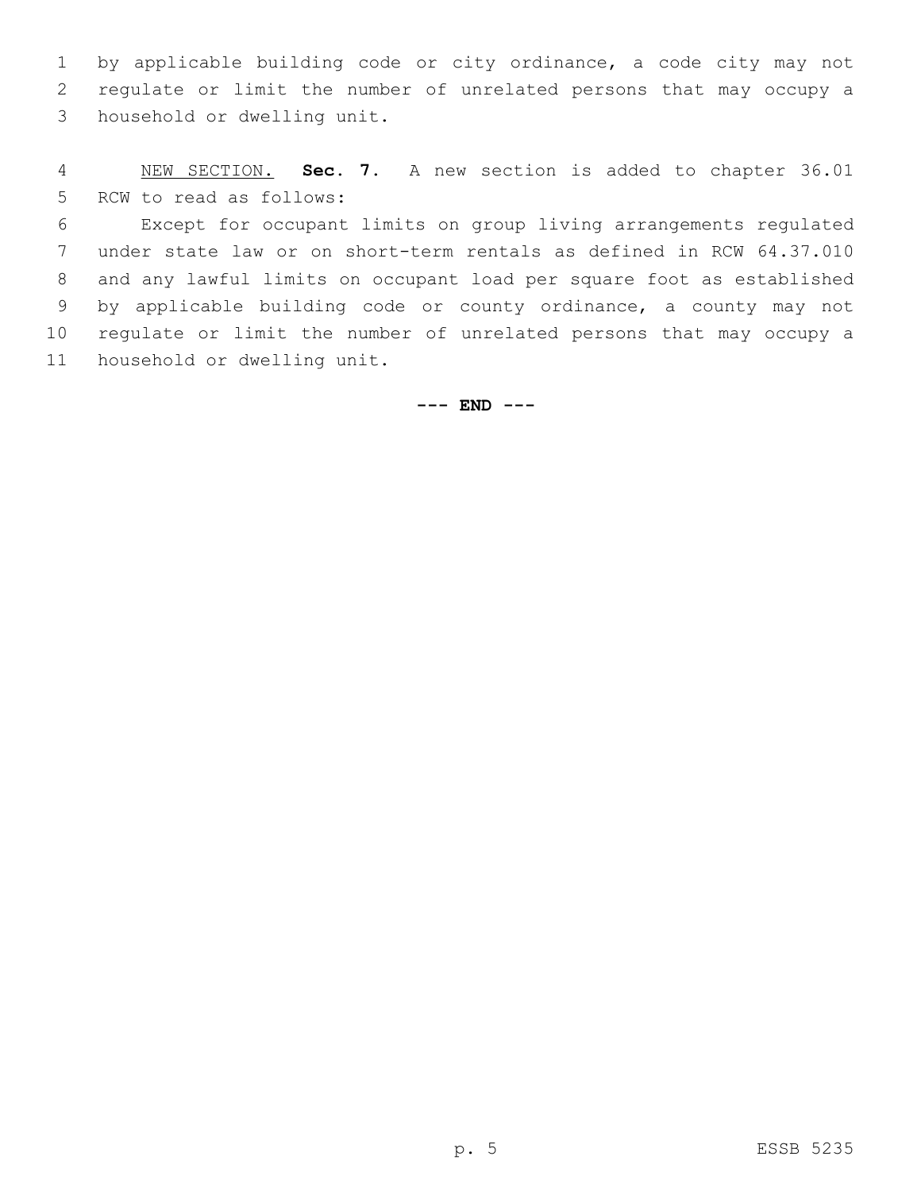by applicable building code or city ordinance, a code city may not regulate or limit the number of unrelated persons that may occupy a household or dwelling unit.

NEW SECTION. **Sec. 7.** A new section is added to chapter 36.01 RCW to read as follows:

Except for occupant limits on group living arrangements regulated under state law or on short-term rentals as defined in RCW 64.37.010 and any lawful limits on occupant load per square foot as established by applicable building code or county ordinance, a county may not regulate or limit the number of unrelated persons that may occupy a household or dwelling unit.

**--- END ---**